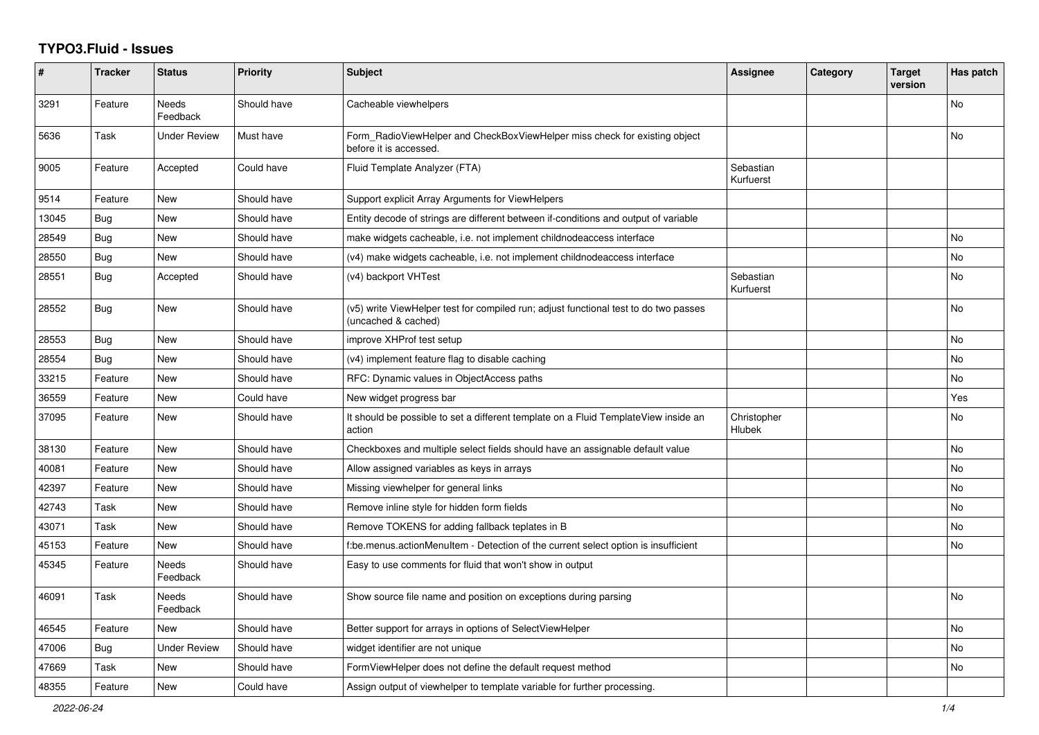# TYPO3.Fluid - Issues

| # | Tracker | Status | Priority | Subject | Assignee | Category | Target version | Has patch |
|---|---|---|---|---|---|---|---|---|
| 3291 | Feature | Needs Feedback | Should have | Cacheable viewhelpers | | | | No |
| 5636 | Task | Under Review | Must have | Form_RadioViewHelper and CheckBoxViewHelper miss check for existing object before it is accessed. | | | | No |
| 9005 | Feature | Accepted | Could have | Fluid Template Analyzer (FTA) | Sebastian Kurfuerst | | | |
| 9514 | Feature | New | Should have | Support explicit Array Arguments for ViewHelpers | | | | |
| 13045 | Bug | New | Should have | Entity decode of strings are different between if-conditions and output of variable | | | | |
| 28549 | Bug | New | Should have | make widgets cacheable, i.e. not implement childnodeaccess interface | | | | No |
| 28550 | Bug | New | Should have | (v4) make widgets cacheable, i.e. not implement childnodeaccess interface | | | | No |
| 28551 | Bug | Accepted | Should have | (v4) backport VHTest | Sebastian Kurfuerst | | | No |
| 28552 | Bug | New | Should have | (v5) write ViewHelper test for compiled run; adjust functional test to do two passes (uncached & cached) | | | | No |
| 28553 | Bug | New | Should have | improve XHProf test setup | | | | No |
| 28554 | Bug | New | Should have | (v4) implement feature flag to disable caching | | | | No |
| 33215 | Feature | New | Should have | RFC: Dynamic values in ObjectAccess paths | | | | No |
| 36559 | Feature | New | Could have | New widget progress bar | | | | Yes |
| 37095 | Feature | New | Should have | It should be possible to set a different template on a Fluid TemplateView inside an action | Christopher Hlubek | | | No |
| 38130 | Feature | New | Should have | Checkboxes and multiple select fields should have an assignable default value | | | | No |
| 40081 | Feature | New | Should have | Allow assigned variables as keys in arrays | | | | No |
| 42397 | Feature | New | Should have | Missing viewhelper for general links | | | | No |
| 42743 | Task | New | Should have | Remove inline style for hidden form fields | | | | No |
| 43071 | Task | New | Should have | Remove TOKENS for adding fallback teplates in B | | | | No |
| 45153 | Feature | New | Should have | f:be.menus.actionMenuItem - Detection of the current select option is insufficient | | | | No |
| 45345 | Feature | Needs Feedback | Should have | Easy to use comments for fluid that won't show in output | | | | |
| 46091 | Task | Needs Feedback | Should have | Show source file name and position on exceptions during parsing | | | | No |
| 46545 | Feature | New | Should have | Better support for arrays in options of SelectViewHelper | | | | No |
| 47006 | Bug | Under Review | Should have | widget identifier are not unique | | | | No |
| 47669 | Task | New | Should have | FormViewHelper does not define the default request method | | | | No |
| 48355 | Feature | New | Could have | Assign output of viewhelper to template variable for further processing. | | | | |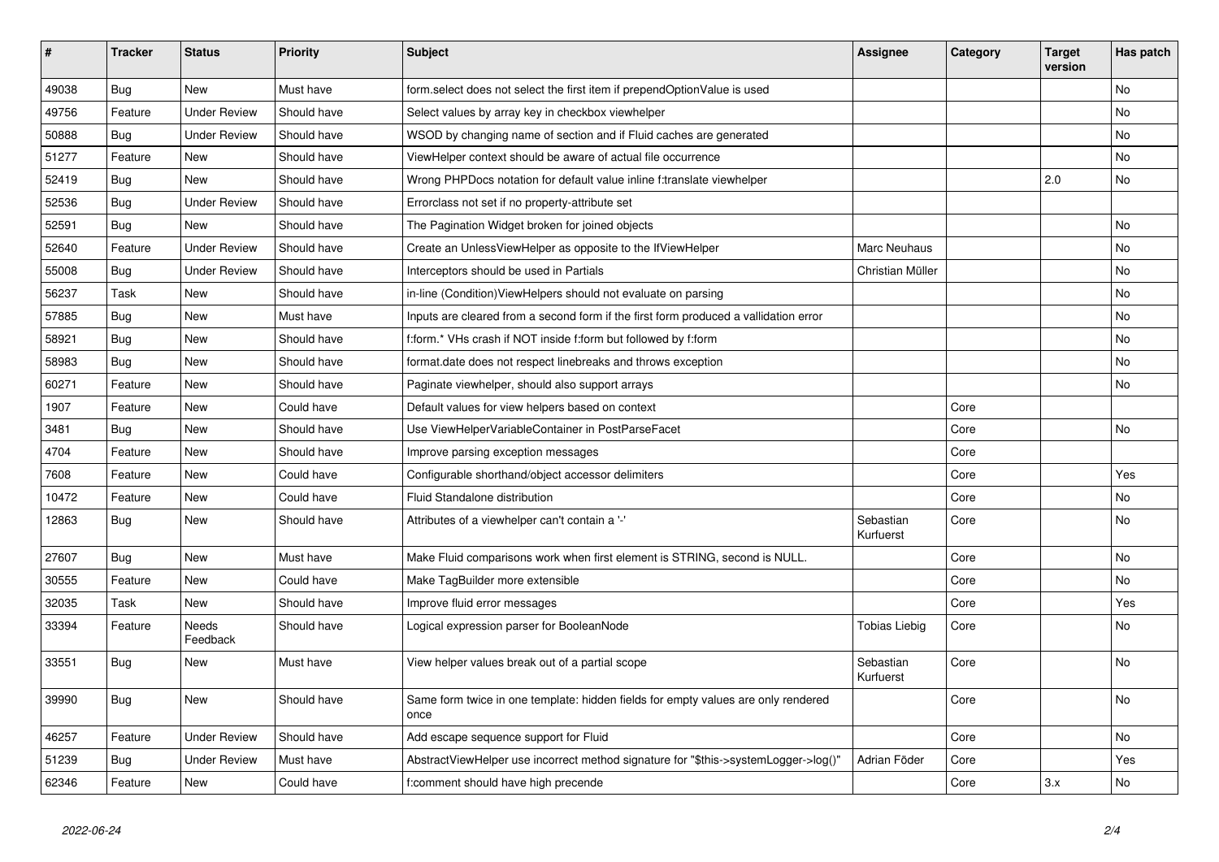| # | Tracker | Status | Priority | Subject | Assignee | Category | Target version | Has patch |
|---|---|---|---|---|---|---|---|---|
| 49038 | Bug | New | Must have | form.select does not select the first item if prependOptionValue is used | | | | No |
| 49756 | Feature | Under Review | Should have | Select values by array key in checkbox viewhelper | | | | No |
| 50888 | Bug | Under Review | Should have | WSOD by changing name of section and if Fluid caches are generated | | | | No |
| 51277 | Feature | New | Should have | ViewHelper context should be aware of actual file occurrence | | | | No |
| 52419 | Bug | New | Should have | Wrong PHPDocs notation for default value inline f:translate viewhelper | | | 2.0 | No |
| 52536 | Bug | Under Review | Should have | Errorclass not set if no property-attribute set | | | | |
| 52591 | Bug | New | Should have | The Pagination Widget broken for joined objects | | | | No |
| 52640 | Feature | Under Review | Should have | Create an UnlessViewHelper as opposite to the IfViewHelper | Marc Neuhaus | | | No |
| 55008 | Bug | Under Review | Should have | Interceptors should be used in Partials | Christian Müller | | | No |
| 56237 | Task | New | Should have | in-line (Condition)ViewHelpers should not evaluate on parsing | | | | No |
| 57885 | Bug | New | Must have | Inputs are cleared from a second form if the first form produced a vallidation error | | | | No |
| 58921 | Bug | New | Should have | f:form.* VHs crash if NOT inside f:form but followed by f:form | | | | No |
| 58983 | Bug | New | Should have | format.date does not respect linebreaks and throws exception | | | | No |
| 60271 | Feature | New | Should have | Paginate viewhelper, should also support arrays | | | | No |
| 1907 | Feature | New | Could have | Default values for view helpers based on context | | Core | | |
| 3481 | Bug | New | Should have | Use ViewHelperVariableContainer in PostParseFacet | | Core | | No |
| 4704 | Feature | New | Should have | Improve parsing exception messages | | Core | | |
| 7608 | Feature | New | Could have | Configurable shorthand/object accessor delimiters | | Core | | Yes |
| 10472 | Feature | New | Could have | Fluid Standalone distribution | | Core | | No |
| 12863 | Bug | New | Should have | Attributes of a viewhelper can't contain a '-' | Sebastian Kurfuerst | Core | | No |
| 27607 | Bug | New | Must have | Make Fluid comparisons work when first element is STRING, second is NULL. | | Core | | No |
| 30555 | Feature | New | Could have | Make TagBuilder more extensible | | Core | | No |
| 32035 | Task | New | Should have | Improve fluid error messages | | Core | | Yes |
| 33394 | Feature | Needs Feedback | Should have | Logical expression parser for BooleanNode | Tobias Liebig | Core | | No |
| 33551 | Bug | New | Must have | View helper values break out of a partial scope | Sebastian Kurfuerst | Core | | No |
| 39990 | Bug | New | Should have | Same form twice in one template: hidden fields for empty values are only rendered once | | Core | | No |
| 46257 | Feature | Under Review | Should have | Add escape sequence support for Fluid | | Core | | No |
| 51239 | Bug | Under Review | Must have | AbstractViewHelper use incorrect method signature for "$this->systemLogger->log()" | Adrian Föder | Core | | Yes |
| 62346 | Feature | New | Could have | f:comment should have high precende | | Core | 3.x | No |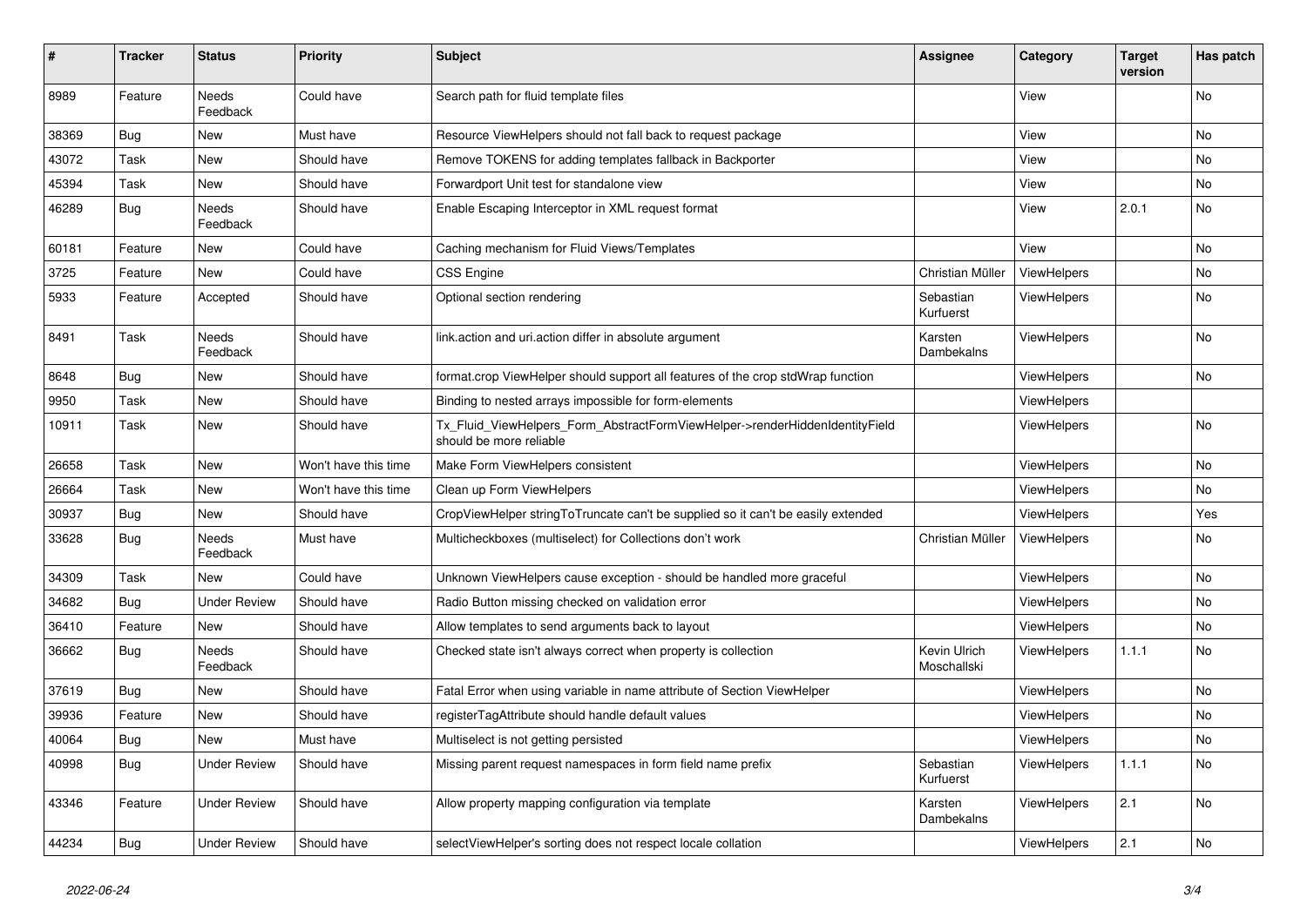| # | Tracker | Status | Priority | Subject | Assignee | Category | Target version | Has patch |
|---|---|---|---|---|---|---|---|---|
| 8989 | Feature | Needs Feedback | Could have | Search path for fluid template files | | View | | No |
| 38369 | Bug | New | Must have | Resource ViewHelpers should not fall back to request package | | View | | No |
| 43072 | Task | New | Should have | Remove TOKENS for adding templates fallback in Backporter | | View | | No |
| 45394 | Task | New | Should have | Forwardport Unit test for standalone view | | View | | No |
| 46289 | Bug | Needs Feedback | Should have | Enable Escaping Interceptor in XML request format | | View | 2.0.1 | No |
| 60181 | Feature | New | Could have | Caching mechanism for Fluid Views/Templates | | View | | No |
| 3725 | Feature | New | Could have | CSS Engine | Christian Müller | ViewHelpers | | No |
| 5933 | Feature | Accepted | Should have | Optional section rendering | Sebastian Kurfuerst | ViewHelpers | | No |
| 8491 | Task | Needs Feedback | Should have | link.action and uri.action differ in absolute argument | Karsten Dambekalns | ViewHelpers | | No |
| 8648 | Bug | New | Should have | format.crop ViewHelper should support all features of the crop stdWrap function | | ViewHelpers | | No |
| 9950 | Task | New | Should have | Binding to nested arrays impossible for form-elements | | ViewHelpers | | |
| 10911 | Task | New | Should have | Tx_Fluid_ViewHelpers_Form_AbstractFormViewHelper->renderHiddenIdentityField should be more reliable | | ViewHelpers | | No |
| 26658 | Task | New | Won't have this time | Make Form ViewHelpers consistent | | ViewHelpers | | No |
| 26664 | Task | New | Won't have this time | Clean up Form ViewHelpers | | ViewHelpers | | No |
| 30937 | Bug | New | Should have | CropViewHelper stringToTruncate can't be supplied so it can't be easily extended | | ViewHelpers | | Yes |
| 33628 | Bug | Needs Feedback | Must have | Multicheckboxes (multiselect) for Collections don't work | Christian Müller | ViewHelpers | | No |
| 34309 | Task | New | Could have | Unknown ViewHelpers cause exception - should be handled more graceful | | ViewHelpers | | No |
| 34682 | Bug | Under Review | Should have | Radio Button missing checked on validation error | | ViewHelpers | | No |
| 36410 | Feature | New | Should have | Allow templates to send arguments back to layout | | ViewHelpers | | No |
| 36662 | Bug | Needs Feedback | Should have | Checked state isn't always correct when property is collection | Kevin Ulrich Moschallski | ViewHelpers | 1.1.1 | No |
| 37619 | Bug | New | Should have | Fatal Error when using variable in name attribute of Section ViewHelper | | ViewHelpers | | No |
| 39936 | Feature | New | Should have | registerTagAttribute should handle default values | | ViewHelpers | | No |
| 40064 | Bug | New | Must have | Multiselect is not getting persisted | | ViewHelpers | | No |
| 40998 | Bug | Under Review | Should have | Missing parent request namespaces in form field name prefix | Sebastian Kurfuerst | ViewHelpers | 1.1.1 | No |
| 43346 | Feature | Under Review | Should have | Allow property mapping configuration via template | Karsten Dambekalns | ViewHelpers | 2.1 | No |
| 44234 | Bug | Under Review | Should have | selectViewHelper's sorting does not respect locale collation | | ViewHelpers | 2.1 | No |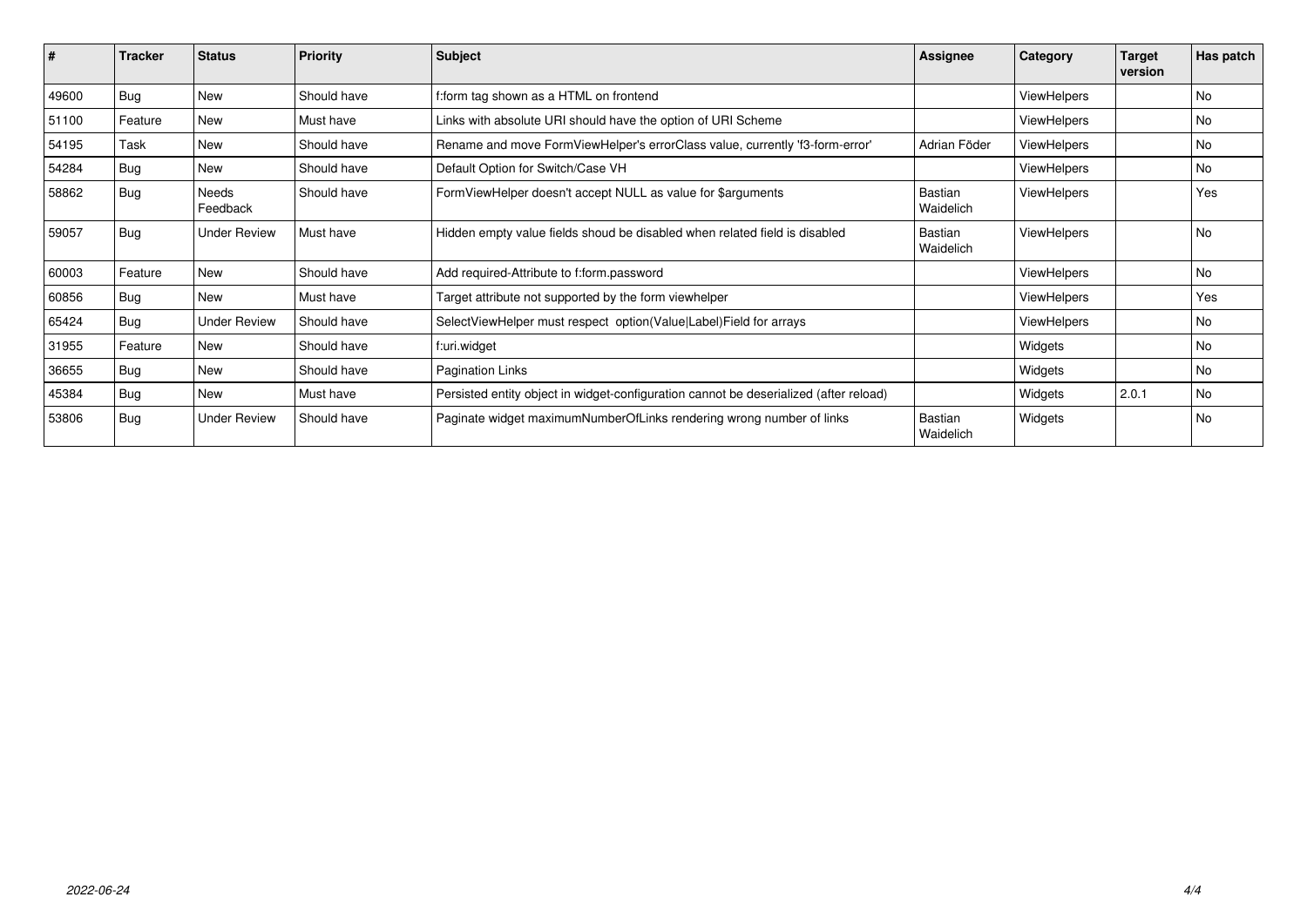| # | Tracker | Status | Priority | Subject | Assignee | Category | Target version | Has patch |
|---|---|---|---|---|---|---|---|---|
| 49600 | Bug | New | Should have | f:form tag shown as a HTML on frontend | | ViewHelpers | | No |
| 51100 | Feature | New | Must have | Links with absolute URI should have the option of URI Scheme | | ViewHelpers | | No |
| 54195 | Task | New | Should have | Rename and move FormViewHelper's errorClass value, currently 'f3-form-error' | Adrian Föder | ViewHelpers | | No |
| 54284 | Bug | New | Should have | Default Option for Switch/Case VH | | ViewHelpers | | No |
| 58862 | Bug | Needs Feedback | Should have | FormViewHelper doesn't accept NULL as value for $arguments | Bastian Waidelich | ViewHelpers | | Yes |
| 59057 | Bug | Under Review | Must have | Hidden empty value fields shoud be disabled when related field is disabled | Bastian Waidelich | ViewHelpers | | No |
| 60003 | Feature | New | Should have | Add required-Attribute to f:form.password | | ViewHelpers | | No |
| 60856 | Bug | New | Must have | Target attribute not supported by the form viewhelper | | ViewHelpers | | Yes |
| 65424 | Bug | Under Review | Should have | SelectViewHelper must respect option(Value\|Label)Field for arrays | | ViewHelpers | | No |
| 31955 | Feature | New | Should have | f:uri.widget | | Widgets | | No |
| 36655 | Bug | New | Should have | Pagination Links | | Widgets | | No |
| 45384 | Bug | New | Must have | Persisted entity object in widget-configuration cannot be deserialized (after reload) | | Widgets | 2.0.1 | No |
| 53806 | Bug | Under Review | Should have | Paginate widget maximumNumberOfLinks rendering wrong number of links | Bastian Waidelich | Widgets | | No |